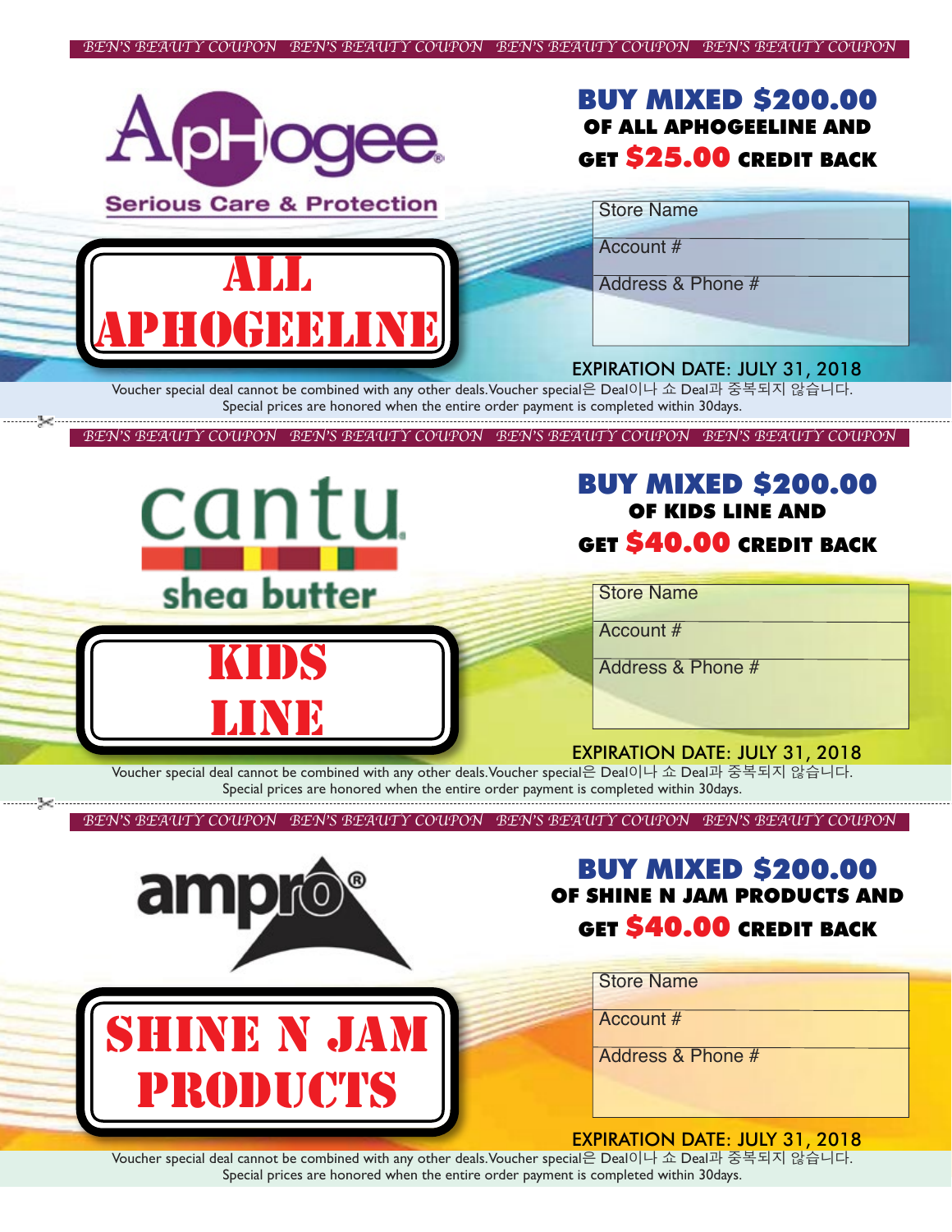BEN'S BEAUTY COUPON BEN'S BEAUTY COUPON BEN'S BEAUTY COUPON BEN'S BEAUTY COUPON

ApHogee

Serious Care & Protection

## ALL APHOGEELINE

## BUY MIXED $200.00
**OF ALL APHOGEELINE AND GET $25.00 CREDIT BACK**

| Store Name |
|---|
| Account # |
| Address & Phone # |

EXPIRATION DATE: JULY 31, 2018

Voucher special deal cannot be combined with any other deals. Voucher special은 Deal이나 쇼 Deal과 중복되지 않습니다.
Special prices are honored when the entire order payment is completed within 30days.

---

BEN'S BEAUTY COUPON BEN'S BEAUTY COUPON BEN'S BEAUTY COUPON BEN'S BEAUTY COUPON

cantu shea butter

## KIDS LINE

## BUY MIXED $200.00
**OF KIDS LINE AND GET $40.00 CREDIT BACK**

| Store Name |
|---|
| Account # |
| Address & Phone # |

EXPIRATION DATE: JULY 31, 2018

Voucher special deal cannot be combined with any other deals. Voucher special은 Deal이나 쇼 Deal과 중복되지 않습니다.
Special prices are honored when the entire order payment is completed within 30days.

---

BEN'S BEAUTY COUPON BEN'S BEAUTY COUPON BEN'S BEAUTY COUPON BEN'S BEAUTY COUPON

ampro®

## SHINE N JAM PRODUCTS

## BUY MIXED $200.00
**OF SHINE N JAM PRODUCTS AND GET $40.00 CREDIT BACK**

| Store Name |
|---|
| Account # |
| Address & Phone # |

EXPIRATION DATE: JULY 31, 2018

Voucher special deal cannot be combined with any other deals. Voucher special은 Deal이나 쇼 Deal과 중복되지 않습니다.
Special prices are honored when the entire order payment is completed within 30days.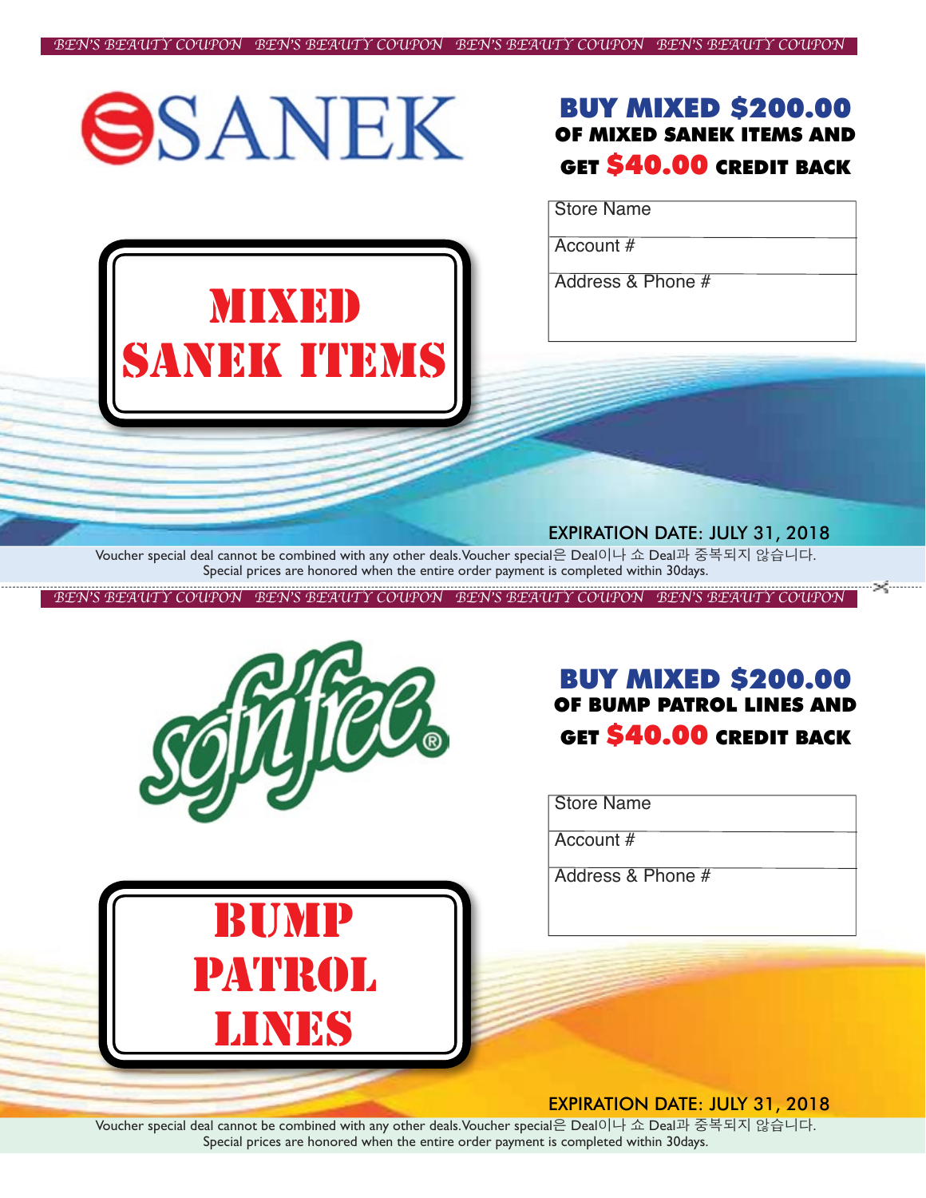BEN'S BEAUTY COUPON BEN'S BEAUTY COUPON BEN'S BEAUTY COUPON BEN'S BEAUTY COUPON

SANEK

## BUY MIXED $200.00

**OF MIXED SANEK ITEMS AND**

**GET $40.00 CREDIT BACK**

| |
|---|
| Store Name |
| Account # |
| Address & Phone # |

# MIXED SANEK ITEMS

EXPIRATION DATE: JULY 31, 2018

Voucher special deal cannot be combined with any other deals.Voucher special은 Deal이나 쇼 Deal과 중복되지 않습니다.
Special prices are honored when the entire order payment is completed within 30days.

BEN'S BEAUTY COUPON BEN'S BEAUTY COUPON BEN'S BEAUTY COUPON BEN'S BEAUTY COUPON

sofnfree®

## BUY MIXED $200.00

**OF BUMP PATROL LINES AND**

**GET $40.00 CREDIT BACK**

| |
|---|
| Store Name |
| Account # |
| Address & Phone # |

# BUMP PATROL LINES

EXPIRATION DATE: JULY 31, 2018

Voucher special deal cannot be combined with any other deals.Voucher special은 Deal이나 쇼 Deal과 중복되지 않습니다.
Special prices are honored when the entire order payment is completed within 30days.